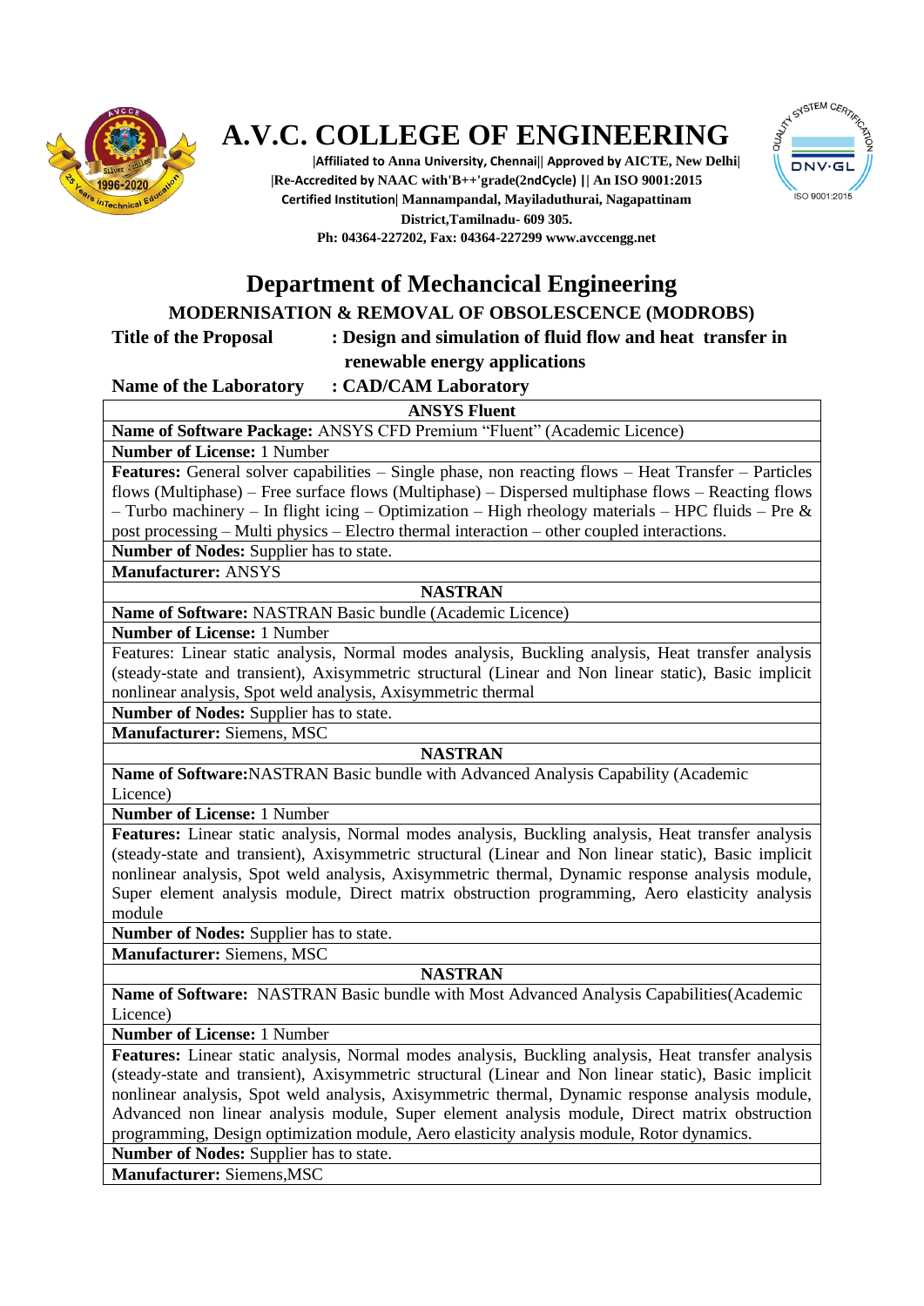# A.V.C. COLLEGE OF ENGINEERING

|Affiliated to Anna University, Chennai|| Approved by AICTE, New Delhi|
|Re-Accredited by NAAC with'B++'grade(2ndCycle) || An ISO 9001:2015
Certified Institution| Mannampandal, Mayiladuthurai, Nagapattinam
District,Tamilnadu- 609 305.
Ph: 04364-227202, Fax: 04364-227299 www.avccengg.net

## Department of Mechancical Engineering

### MODERNISATION & REMOVAL OF OBSOLESCENCE (MODROBS)

**Title of the Proposal : Design and simulation of fluid flow and heat transfer in renewable energy applications**

**Name of the Laboratory : CAD/CAM Laboratory**

| **ANSYS Fluent** |
|---|
| **Name of Software Package:** ANSYS CFD Premium "Fluent" (Academic Licence) |
| **Number of License:** 1 Number |
| **Features:** General solver capabilities – Single phase, non reacting flows – Heat Transfer – Particles flows (Multiphase) – Free surface flows (Multiphase) – Dispersed multiphase flows – Reacting flows – Turbo machinery – In flight icing – Optimization – High rheology materials – HPC fluids – Pre & post processing – Multi physics – Electro thermal interaction – other coupled interactions. |
| **Number of Nodes:** Supplier has to state. |
| **Manufacturer:** ANSYS |
| **NASTRAN** |
| **Name of Software:** NASTRAN Basic bundle (Academic Licence) |
| **Number of License:** 1 Number |
| Features: Linear static analysis, Normal modes analysis, Buckling analysis, Heat transfer analysis (steady-state and transient), Axisymmetric structural (Linear and Non linear static), Basic implicit nonlinear analysis, Spot weld analysis, Axisymmetric thermal |
| **Number of Nodes:** Supplier has to state. |
| **Manufacturer:** Siemens, MSC |
| **NASTRAN** |
| **Name of Software:**NASTRAN Basic bundle with Advanced Analysis Capability (Academic Licence) |
| **Number of License:** 1 Number |
| **Features:** Linear static analysis, Normal modes analysis, Buckling analysis, Heat transfer analysis (steady-state and transient), Axisymmetric structural (Linear and Non linear static), Basic implicit nonlinear analysis, Spot weld analysis, Axisymmetric thermal, Dynamic response analysis module, Super element analysis module, Direct matrix obstruction programming, Aero elasticity analysis module |
| **Number of Nodes:** Supplier has to state. |
| **Manufacturer:** Siemens, MSC |
| **NASTRAN** |
| **Name of Software:** NASTRAN Basic bundle with Most Advanced Analysis Capabilities(Academic Licence) |
| **Number of License:** 1 Number |
| **Features:** Linear static analysis, Normal modes analysis, Buckling analysis, Heat transfer analysis (steady-state and transient), Axisymmetric structural (Linear and Non linear static), Basic implicit nonlinear analysis, Spot weld analysis, Axisymmetric thermal, Dynamic response analysis module, Advanced non linear analysis module, Super element analysis module, Direct matrix obstruction programming, Design optimization module, Aero elasticity analysis module, Rotor dynamics. |
| **Number of Nodes:** Supplier has to state. |
| **Manufacturer:** Siemens,MSC |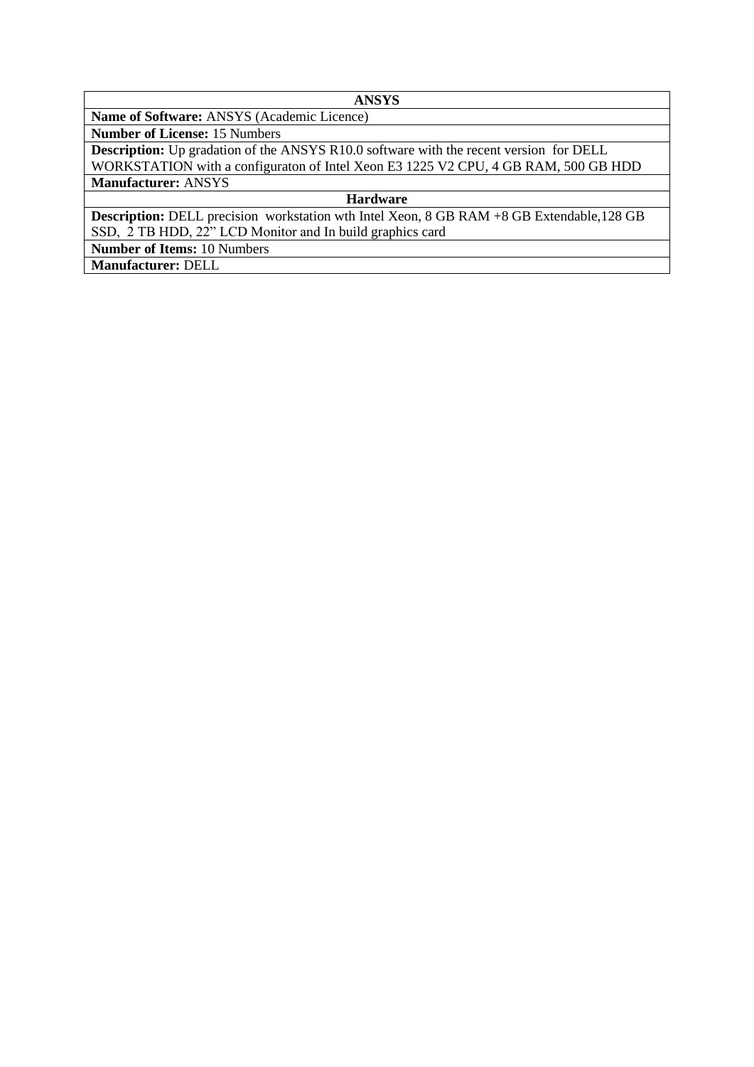| ANSYS |
| --- |
| **Name of Software:** ANSYS (Academic Licence) |
| **Number of License:** 15 Numbers |
| **Description:** Up gradation of the ANSYS R10.0 software with the recent version for DELL WORKSTATION with a configuraton of Intel Xeon E3 1225 V2 CPU, 4 GB RAM, 500 GB HDD |
| **Manufacturer:** ANSYS |
| **Hardware** |
| **Description:** DELL precision workstation wth Intel Xeon, 8 GB RAM +8 GB Extendable,128 GB SSD, 2 TB HDD, 22" LCD Monitor and In build graphics card |
| **Number of Items:** 10 Numbers |
| **Manufacturer:** DELL |